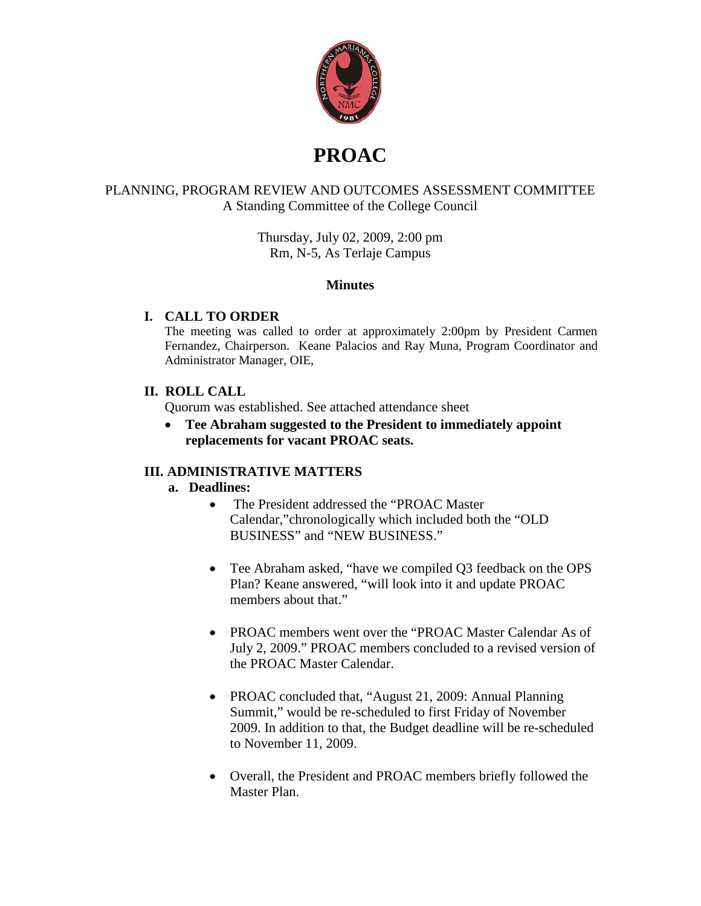# PROAC

PLANNING, PROGRAM REVIEW AND OUTCOMES ASSESSMENT COMMITTEE
A Standing Committee of the College Council

Thursday, July 02, 2009, 2:00 pm
Rm, N-5, As Terlaje Campus

**Minutes**

## I. CALL TO ORDER

The meeting was called to order at approximately 2:00pm by President Carmen Fernandez, Chairperson. Keane Palacios and Ray Muna, Program Coordinator and Administrator Manager, OIE,

## II. ROLL CALL

Quorum was established. See attached attendance sheet

- **Tee Abraham suggested to the President to immediately appoint replacements for vacant PROAC seats.**

## III. ADMINISTRATIVE MATTERS

**a. Deadlines:**

- The President addressed the "PROAC Master Calendar,"chronologically which included both the "OLD BUSINESS" and "NEW BUSINESS."

- Tee Abraham asked, "have we compiled Q3 feedback on the OPS Plan? Keane answered, "will look into it and update PROAC members about that."

- PROAC members went over the "PROAC Master Calendar As of July 2, 2009." PROAC members concluded to a revised version of the PROAC Master Calendar.

- PROAC concluded that, "August 21, 2009: Annual Planning Summit," would be re-scheduled to first Friday of November 2009. In addition to that, the Budget deadline will be re-scheduled to November 11, 2009.

- Overall, the President and PROAC members briefly followed the Master Plan.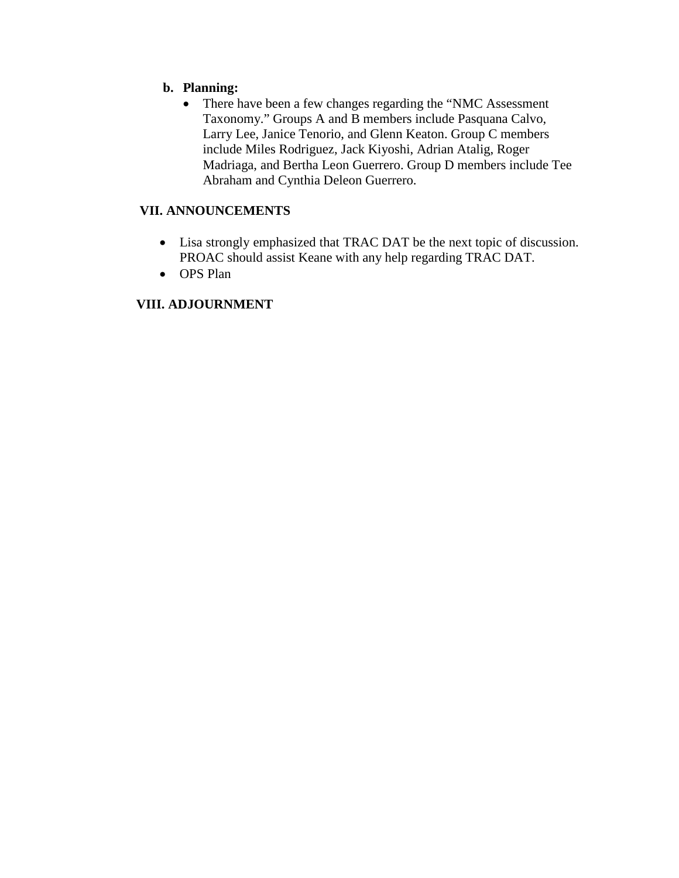b. **Planning:**
   - There have been a few changes regarding the "NMC Assessment Taxonomy." Groups A and B members include Pasquana Calvo, Larry Lee, Janice Tenorio, and Glenn Keaton. Group C members include Miles Rodriguez, Jack Kiyoshi, Adrian Atalig, Roger Madriaga, and Bertha Leon Guerrero. Group D members include Tee Abraham and Cynthia Deleon Guerrero.

**VII. ANNOUNCEMENTS**

- Lisa strongly emphasized that TRAC DAT be the next topic of discussion. PROAC should assist Keane with any help regarding TRAC DAT.
- OPS Plan

**VIII. ADJOURNMENT**